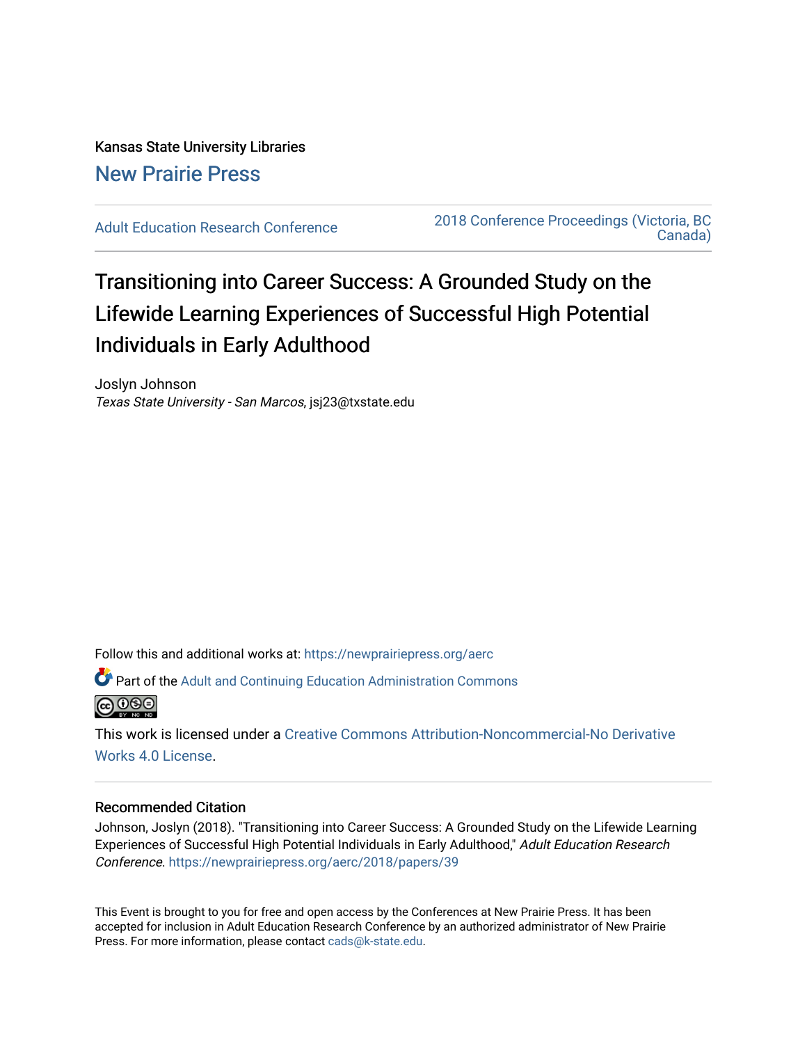Kansas State University Libraries

New Prairie Press

Adult Education Research Conference | 2018 Conference Proceedings (Victoria, BC Canada)

# Transitioning into Career Success: A Grounded Study on the Lifewide Learning Experiences of Successful High Potential Individuals in Early Adulthood

Joslyn Johnson

*Texas State University - San Marcos*, jsj23@txstate.edu

Follow this and additional works at: https://newprairiepress.org/aerc

Part of the Adult and Continuing Education Administration Commons

This work is licensed under a Creative Commons Attribution-Noncommercial-No Derivative Works 4.0 License.

## Recommended Citation

Johnson, Joslyn (2018). "Transitioning into Career Success: A Grounded Study on the Lifewide Learning Experiences of Successful High Potential Individuals in Early Adulthood," *Adult Education Research Conference*. https://newprairiepress.org/aerc/2018/papers/39

This Event is brought to you for free and open access by the Conferences at New Prairie Press. It has been accepted for inclusion in Adult Education Research Conference by an authorized administrator of New Prairie Press. For more information, please contact cads@k-state.edu.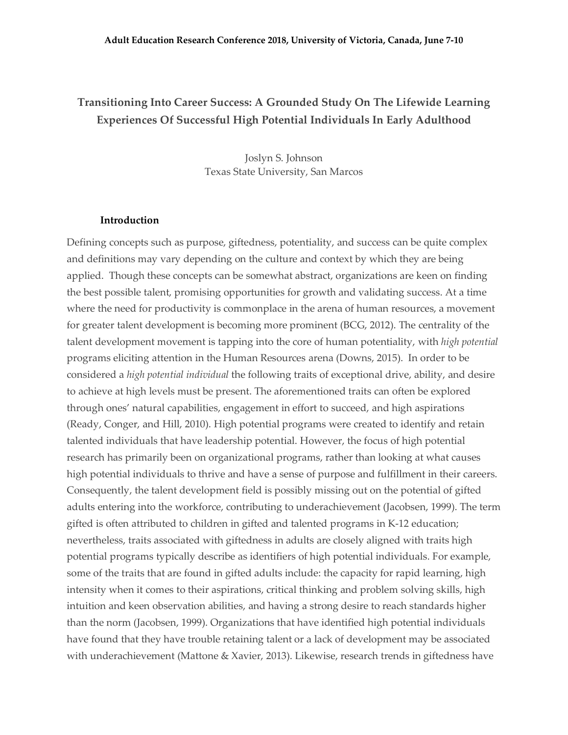# Transitioning Into Career Success: A Grounded Study On The Lifewide Learning Experiences Of Successful High Potential Individuals In Early Adulthood

Joslyn S. Johnson
Texas State University, San Marcos

## Introduction

Defining concepts such as purpose, giftedness, potentiality, and success can be quite complex and definitions may vary depending on the culture and context by which they are being applied. Though these concepts can be somewhat abstract, organizations are keen on finding the best possible talent, promising opportunities for growth and validating success. At a time where the need for productivity is commonplace in the arena of human resources, a movement for greater talent development is becoming more prominent (BCG, 2012). The centrality of the talent development movement is tapping into the core of human potentiality, with *high potential* programs eliciting attention in the Human Resources arena (Downs, 2015). In order to be considered a *high potential individual* the following traits of exceptional drive, ability, and desire to achieve at high levels must be present. The aforementioned traits can often be explored through ones' natural capabilities, engagement in effort to succeed, and high aspirations (Ready, Conger, and Hill, 2010). High potential programs were created to identify and retain talented individuals that have leadership potential. However, the focus of high potential research has primarily been on organizational programs, rather than looking at what causes high potential individuals to thrive and have a sense of purpose and fulfillment in their careers. Consequently, the talent development field is possibly missing out on the potential of gifted adults entering into the workforce, contributing to underachievement (Jacobsen, 1999). The term gifted is often attributed to children in gifted and talented programs in K-12 education; nevertheless, traits associated with giftedness in adults are closely aligned with traits high potential programs typically describe as identifiers of high potential individuals. For example, some of the traits that are found in gifted adults include: the capacity for rapid learning, high intensity when it comes to their aspirations, critical thinking and problem solving skills, high intuition and keen observation abilities, and having a strong desire to reach standards higher than the norm (Jacobsen, 1999). Organizations that have identified high potential individuals have found that they have trouble retaining talent or a lack of development may be associated with underachievement (Mattone & Xavier, 2013). Likewise, research trends in giftedness have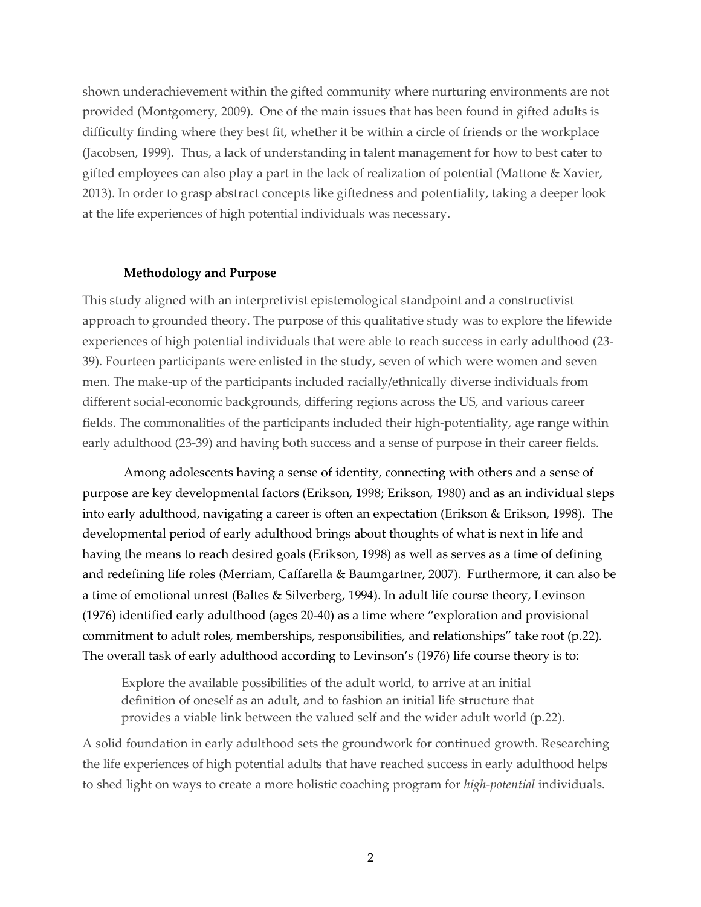shown underachievement within the gifted community where nurturing environments are not provided (Montgomery, 2009). One of the main issues that has been found in gifted adults is difficulty finding where they best fit, whether it be within a circle of friends or the workplace (Jacobsen, 1999). Thus, a lack of understanding in talent management for how to best cater to gifted employees can also play a part in the lack of realization of potential (Mattone & Xavier, 2013). In order to grasp abstract concepts like giftedness and potentiality, taking a deeper look at the life experiences of high potential individuals was necessary.

### Methodology and Purpose

This study aligned with an interpretivist epistemological standpoint and a constructivist approach to grounded theory. The purpose of this qualitative study was to explore the lifewide experiences of high potential individuals that were able to reach success in early adulthood (23-39). Fourteen participants were enlisted in the study, seven of which were women and seven men. The make-up of the participants included racially/ethnically diverse individuals from different social-economic backgrounds, differing regions across the US, and various career fields. The commonalities of the participants included their high-potentiality, age range within early adulthood (23-39) and having both success and a sense of purpose in their career fields.

Among adolescents having a sense of identity, connecting with others and a sense of purpose are key developmental factors (Erikson, 1998; Erikson, 1980) and as an individual steps into early adulthood, navigating a career is often an expectation (Erikson & Erikson, 1998). The developmental period of early adulthood brings about thoughts of what is next in life and having the means to reach desired goals (Erikson, 1998) as well as serves as a time of defining and redefining life roles (Merriam, Caffarella & Baumgartner, 2007). Furthermore, it can also be a time of emotional unrest (Baltes & Silverberg, 1994). In adult life course theory, Levinson (1976) identified early adulthood (ages 20-40) as a time where "exploration and provisional commitment to adult roles, memberships, responsibilities, and relationships" take root (p.22). The overall task of early adulthood according to Levinson's (1976) life course theory is to:

> Explore the available possibilities of the adult world, to arrive at an initial definition of oneself as an adult, and to fashion an initial life structure that provides a viable link between the valued self and the wider adult world (p.22).

A solid foundation in early adulthood sets the groundwork for continued growth. Researching the life experiences of high potential adults that have reached success in early adulthood helps to shed light on ways to create a more holistic coaching program for *high-potential* individuals.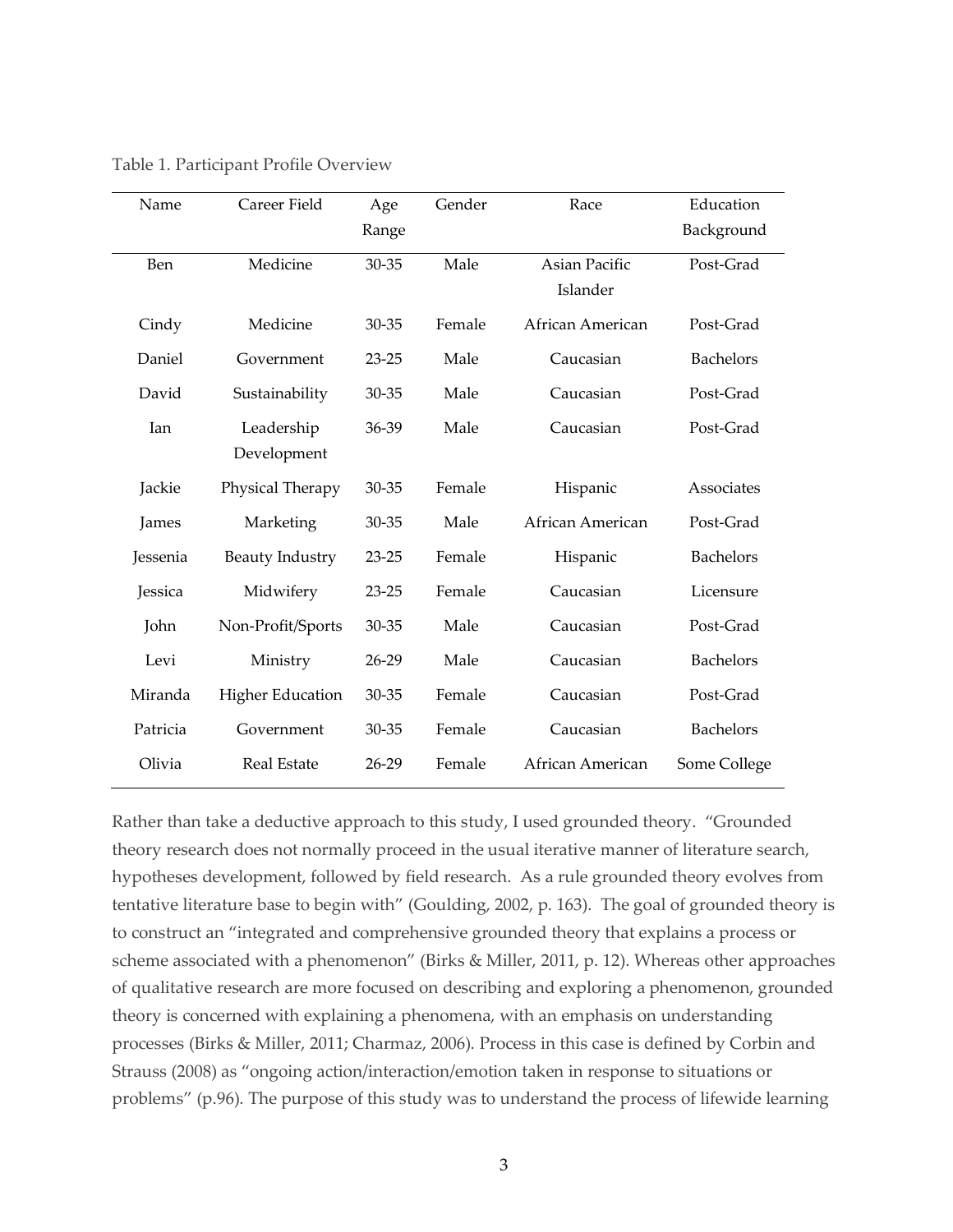Table 1. Participant Profile Overview

| Name | Career Field | Age Range | Gender | Race | Education Background |
|---|---|---|---|---|---|
| Ben | Medicine | 30-35 | Male | Asian Pacific Islander | Post-Grad |
| Cindy | Medicine | 30-35 | Female | African American | Post-Grad |
| Daniel | Government | 23-25 | Male | Caucasian | Bachelors |
| David | Sustainability | 30-35 | Male | Caucasian | Post-Grad |
| Ian | Leadership Development | 36-39 | Male | Caucasian | Post-Grad |
| Jackie | Physical Therapy | 30-35 | Female | Hispanic | Associates |
| James | Marketing | 30-35 | Male | African American | Post-Grad |
| Jessenia | Beauty Industry | 23-25 | Female | Hispanic | Bachelors |
| Jessica | Midwifery | 23-25 | Female | Caucasian | Licensure |
| John | Non-Profit/Sports | 30-35 | Male | Caucasian | Post-Grad |
| Levi | Ministry | 26-29 | Male | Caucasian | Bachelors |
| Miranda | Higher Education | 30-35 | Female | Caucasian | Post-Grad |
| Patricia | Government | 30-35 | Female | Caucasian | Bachelors |
| Olivia | Real Estate | 26-29 | Female | African American | Some College |

Rather than take a deductive approach to this study, I used grounded theory. "Grounded theory research does not normally proceed in the usual iterative manner of literature search, hypotheses development, followed by field research. As a rule grounded theory evolves from tentative literature base to begin with" (Goulding, 2002, p. 163). The goal of grounded theory is to construct an "integrated and comprehensive grounded theory that explains a process or scheme associated with a phenomenon" (Birks & Miller, 2011, p. 12). Whereas other approaches of qualitative research are more focused on describing and exploring a phenomenon, grounded theory is concerned with explaining a phenomena, with an emphasis on understanding processes (Birks & Miller, 2011; Charmaz, 2006). Process in this case is defined by Corbin and Strauss (2008) as "ongoing action/interaction/emotion taken in response to situations or problems" (p.96). The purpose of this study was to understand the process of lifewide learning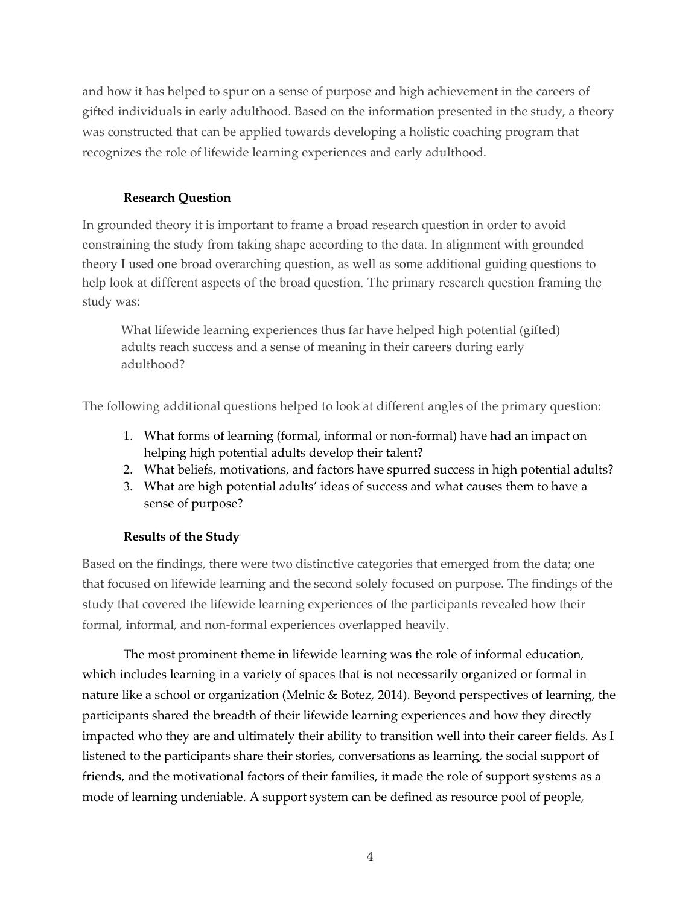and how it has helped to spur on a sense of purpose and high achievement in the careers of gifted individuals in early adulthood. Based on the information presented in the study, a theory was constructed that can be applied towards developing a holistic coaching program that recognizes the role of lifewide learning experiences and early adulthood.

### Research Question

In grounded theory it is important to frame a broad research question in order to avoid constraining the study from taking shape according to the data. In alignment with grounded theory I used one broad overarching question, as well as some additional guiding questions to help look at different aspects of the broad question. The primary research question framing the study was:

> What lifewide learning experiences thus far have helped high potential (gifted) adults reach success and a sense of meaning in their careers during early adulthood?

The following additional questions helped to look at different angles of the primary question:

1. What forms of learning (formal, informal or non-formal) have had an impact on helping high potential adults develop their talent?
2. What beliefs, motivations, and factors have spurred success in high potential adults?
3. What are high potential adults' ideas of success and what causes them to have a sense of purpose?

### Results of the Study

Based on the findings, there were two distinctive categories that emerged from the data; one that focused on lifewide learning and the second solely focused on purpose. The findings of the study that covered the lifewide learning experiences of the participants revealed how their formal, informal, and non-formal experiences overlapped heavily.

The most prominent theme in lifewide learning was the role of informal education, which includes learning in a variety of spaces that is not necessarily organized or formal in nature like a school or organization (Melnic & Botez, 2014). Beyond perspectives of learning, the participants shared the breadth of their lifewide learning experiences and how they directly impacted who they are and ultimately their ability to transition well into their career fields. As I listened to the participants share their stories, conversations as learning, the social support of friends, and the motivational factors of their families, it made the role of support systems as a mode of learning undeniable. A support system can be defined as resource pool of people,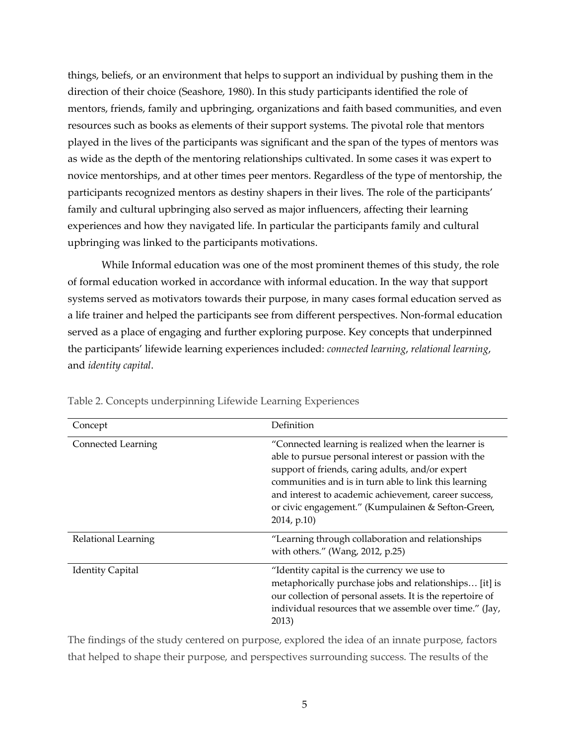things, beliefs, or an environment that helps to support an individual by pushing them in the direction of their choice (Seashore, 1980). In this study participants identified the role of mentors, friends, family and upbringing, organizations and faith based communities, and even resources such as books as elements of their support systems. The pivotal role that mentors played in the lives of the participants was significant and the span of the types of mentors was as wide as the depth of the mentoring relationships cultivated. In some cases it was expert to novice mentorships, and at other times peer mentors. Regardless of the type of mentorship, the participants recognized mentors as destiny shapers in their lives. The role of the participants' family and cultural upbringing also served as major influencers, affecting their learning experiences and how they navigated life. In particular the participants family and cultural upbringing was linked to the participants motivations.

While Informal education was one of the most prominent themes of this study, the role of formal education worked in accordance with informal education. In the way that support systems served as motivators towards their purpose, in many cases formal education served as a life trainer and helped the participants see from different perspectives. Non-formal education served as a place of engaging and further exploring purpose. Key concepts that underpinned the participants' lifewide learning experiences included: *connected learning*, *relational learning*, and *identity capital*.

Table 2. Concepts underpinning Lifewide Learning Experiences

| Concept | Definition |
|---|---|
| Connected Learning | "Connected learning is realized when the learner is able to pursue personal interest or passion with the support of friends, caring adults, and/or expert communities and is in turn able to link this learning and interest to academic achievement, career success, or civic engagement." (Kumpulainen & Sefton-Green, 2014, p.10) |
| Relational Learning | "Learning through collaboration and relationships with others." (Wang, 2012, p.25) |
| Identity Capital | "Identity capital is the currency we use to metaphorically purchase jobs and relationships… [it] is our collection of personal assets. It is the repertoire of individual resources that we assemble over time." (Jay, 2013) |

The findings of the study centered on purpose, explored the idea of an innate purpose, factors that helped to shape their purpose, and perspectives surrounding success. The results of the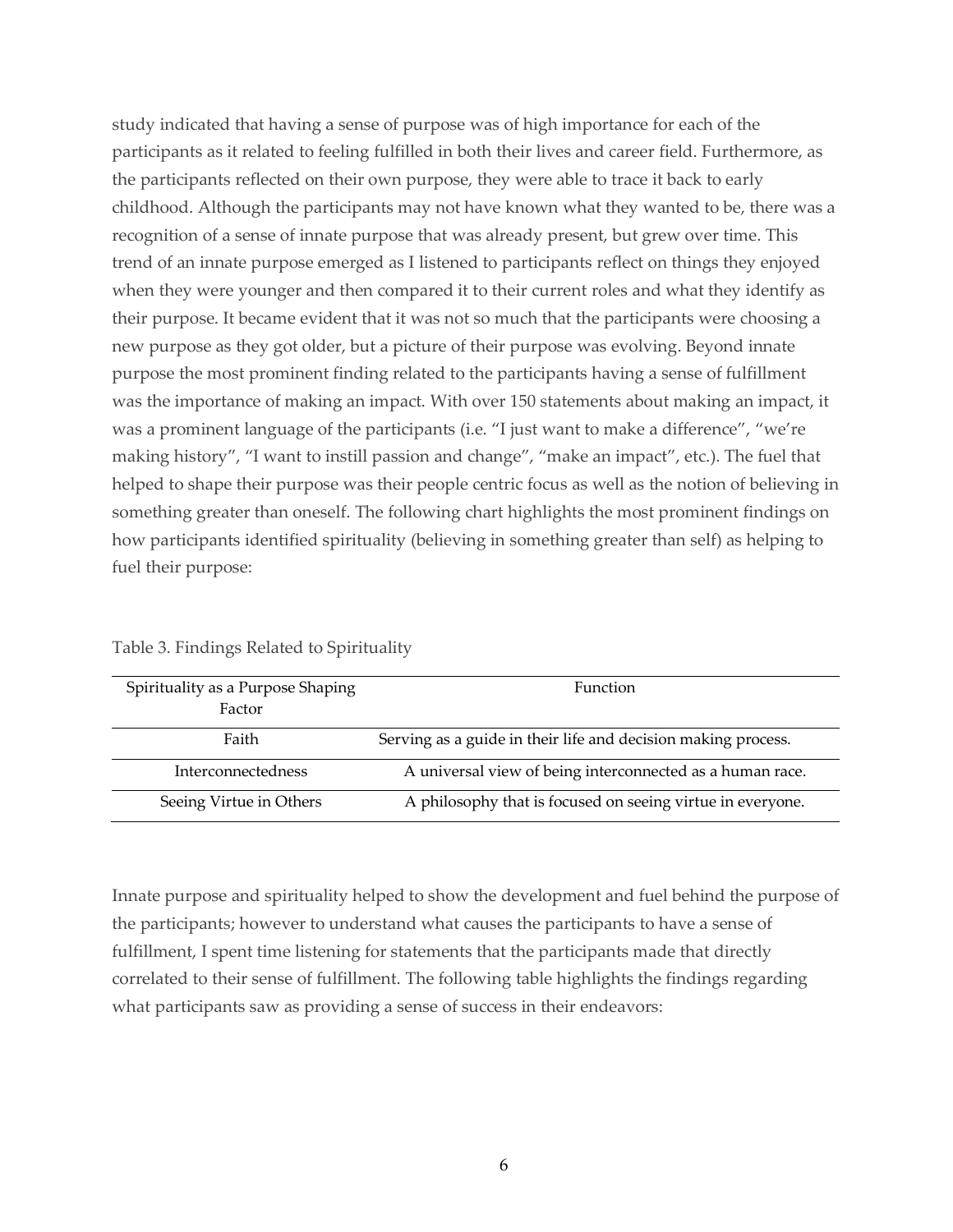study indicated that having a sense of purpose was of high importance for each of the participants as it related to feeling fulfilled in both their lives and career field. Furthermore, as the participants reflected on their own purpose, they were able to trace it back to early childhood. Although the participants may not have known what they wanted to be, there was a recognition of a sense of innate purpose that was already present, but grew over time. This trend of an innate purpose emerged as I listened to participants reflect on things they enjoyed when they were younger and then compared it to their current roles and what they identify as their purpose. It became evident that it was not so much that the participants were choosing a new purpose as they got older, but a picture of their purpose was evolving. Beyond innate purpose the most prominent finding related to the participants having a sense of fulfillment was the importance of making an impact. With over 150 statements about making an impact, it was a prominent language of the participants (i.e. "I just want to make a difference", "we're making history", "I want to instill passion and change", "make an impact", etc.). The fuel that helped to shape their purpose was their people centric focus as well as the notion of believing in something greater than oneself. The following chart highlights the most prominent findings on how participants identified spirituality (believing in something greater than self) as helping to fuel their purpose:

Table 3. Findings Related to Spirituality

| Spirituality as a Purpose Shaping Factor | Function |
|---|---|
| Faith | Serving as a guide in their life and decision making process. |
| Interconnectedness | A universal view of being interconnected as a human race. |
| Seeing Virtue in Others | A philosophy that is focused on seeing virtue in everyone. |

Innate purpose and spirituality helped to show the development and fuel behind the purpose of the participants; however to understand what causes the participants to have a sense of fulfillment, I spent time listening for statements that the participants made that directly correlated to their sense of fulfillment. The following table highlights the findings regarding what participants saw as providing a sense of success in their endeavors: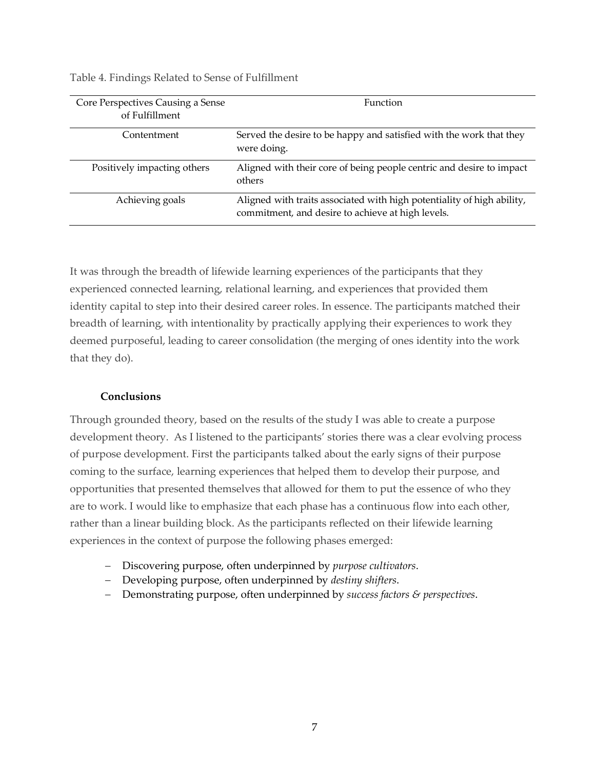Table 4. Findings Related to Sense of Fulfillment

| Core Perspectives Causing a Sense of Fulfillment | Function |
|---|---|
| Contentment | Served the desire to be happy and satisfied with the work that they were doing. |
| Positively impacting others | Aligned with their core of being people centric and desire to impact others |
| Achieving goals | Aligned with traits associated with high potentiality of high ability, commitment, and desire to achieve at high levels. |

It was through the breadth of lifewide learning experiences of the participants that they experienced connected learning, relational learning, and experiences that provided them identity capital to step into their desired career roles. In essence. The participants matched their breadth of learning, with intentionality by practically applying their experiences to work they deemed purposeful, leading to career consolidation (the merging of ones identity into the work that they do).

## Conclusions

Through grounded theory, based on the results of the study I was able to create a purpose development theory. As I listened to the participants' stories there was a clear evolving process of purpose development. First the participants talked about the early signs of their purpose coming to the surface, learning experiences that helped them to develop their purpose, and opportunities that presented themselves that allowed for them to put the essence of who they are to work. I would like to emphasize that each phase has a continuous flow into each other, rather than a linear building block. As the participants reflected on their lifewide learning experiences in the context of purpose the following phases emerged:

- Discovering purpose, often underpinned by *purpose cultivators*.
- Developing purpose, often underpinned by *destiny shifters*.
- Demonstrating purpose, often underpinned by *success factors & perspectives*.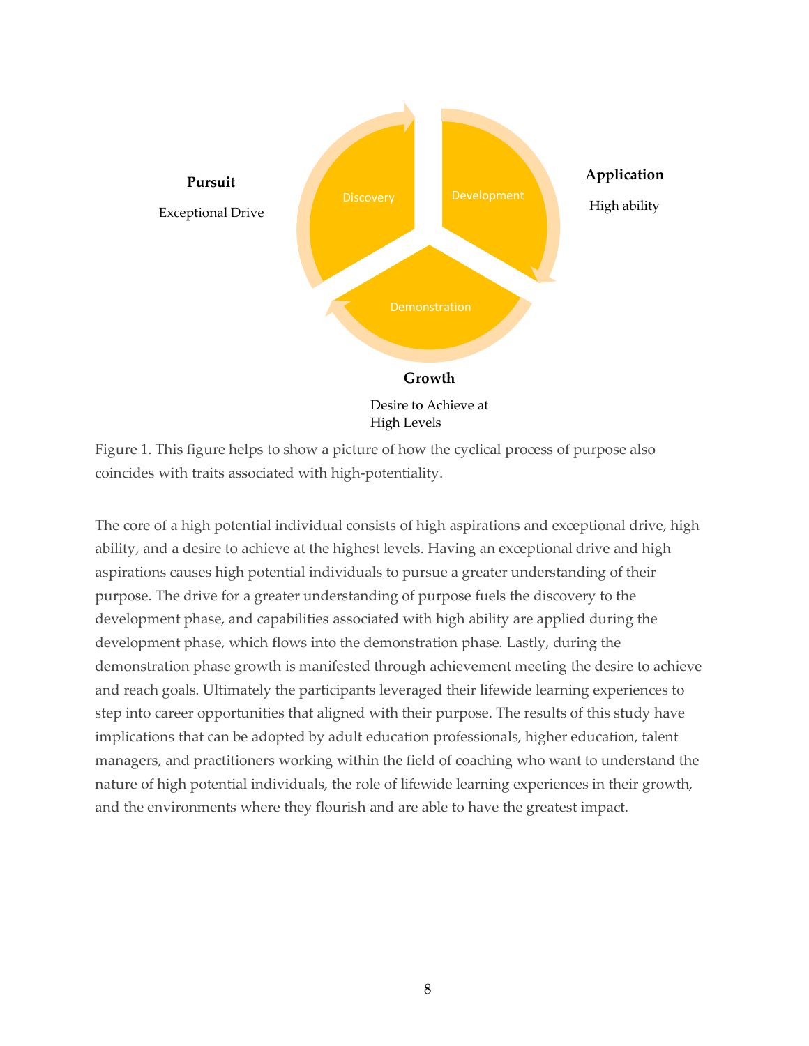Pursuit

Exceptional Drive

Discovery

Development

Application

High ability

Demonstration

Growth

Desire to Achieve at High Levels

Figure 1. This figure helps to show a picture of how the cyclical process of purpose also coincides with traits associated with high-potentiality.

The core of a high potential individual consists of high aspirations and exceptional drive, high ability, and a desire to achieve at the highest levels. Having an exceptional drive and high aspirations causes high potential individuals to pursue a greater understanding of their purpose. The drive for a greater understanding of purpose fuels the discovery to the development phase, and capabilities associated with high ability are applied during the development phase, which flows into the demonstration phase. Lastly, during the demonstration phase growth is manifested through achievement meeting the desire to achieve and reach goals. Ultimately the participants leveraged their lifewide learning experiences to step into career opportunities that aligned with their purpose. The results of this study have implications that can be adopted by adult education professionals, higher education, talent managers, and practitioners working within the field of coaching who want to understand the nature of high potential individuals, the role of lifewide learning experiences in their growth, and the environments where they flourish and are able to have the greatest impact.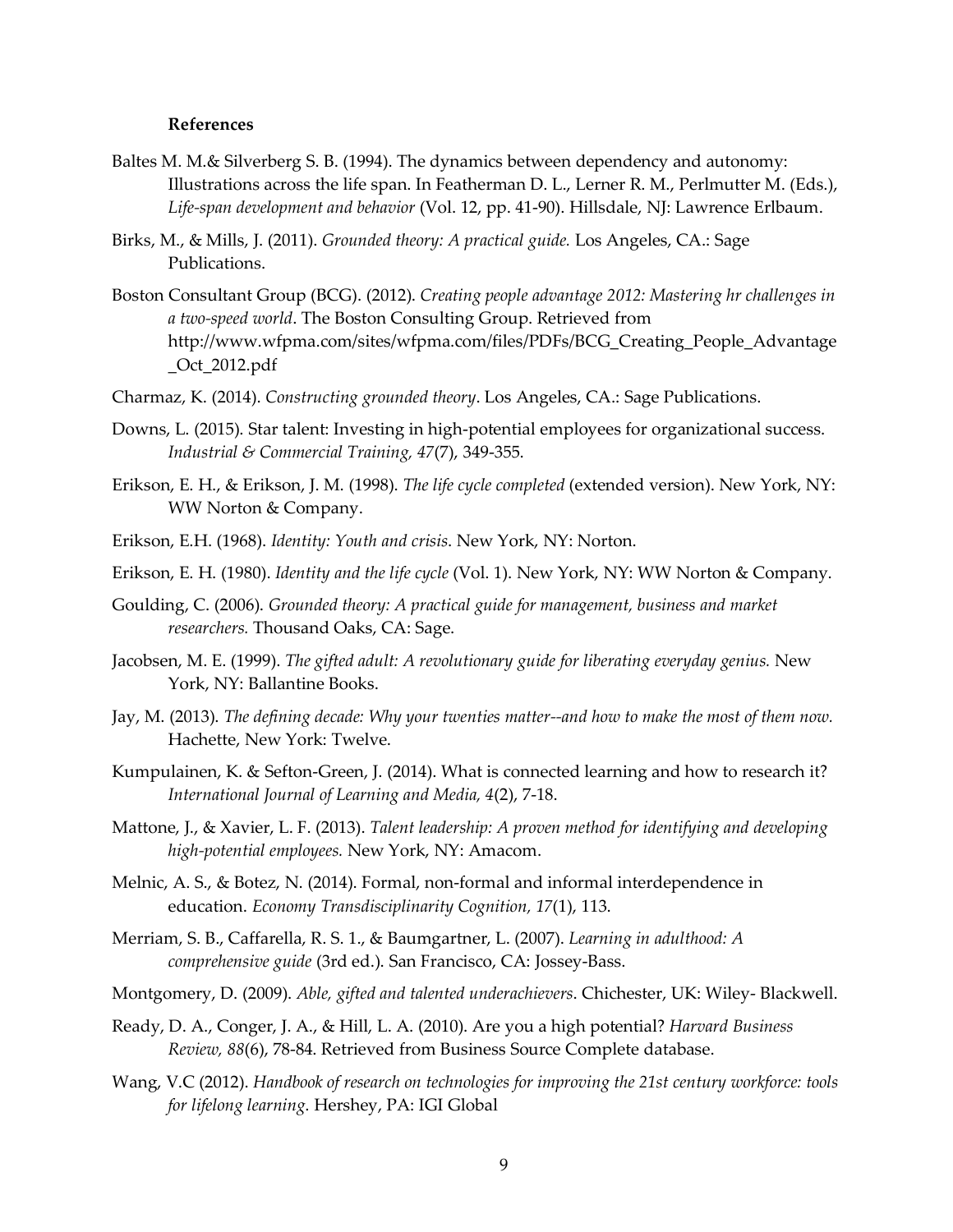**References**

Baltes M. M.& Silverberg S. B. (1994). The dynamics between dependency and autonomy: Illustrations across the life span. In Featherman D. L., Lerner R. M., Perlmutter M. (Eds.), *Life-span development and behavior* (Vol. 12, pp. 41-90). Hillsdale, NJ: Lawrence Erlbaum.

Birks, M., & Mills, J. (2011). *Grounded theory: A practical guide.* Los Angeles, CA.: Sage Publications.

Boston Consultant Group (BCG). (2012). *Creating people advantage 2012: Mastering hr challenges in a two-speed world*. The Boston Consulting Group. Retrieved from http://www.wfpma.com/sites/wfpma.com/files/PDFs/BCG_Creating_People_Advantage_Oct_2012.pdf

Charmaz, K. (2014). *Constructing grounded theory*. Los Angeles, CA.: Sage Publications.

Downs, L. (2015). Star talent: Investing in high-potential employees for organizational success. *Industrial & Commercial Training, 47*(7), 349-355.

Erikson, E. H., & Erikson, J. M. (1998). *The life cycle completed* (extended version). New York, NY: WW Norton & Company.

Erikson, E.H. (1968). *Identity: Youth and crisis*. New York, NY: Norton.

Erikson, E. H. (1980). *Identity and the life cycle* (Vol. 1). New York, NY: WW Norton & Company.

Goulding, C. (2006). *Grounded theory: A practical guide for management, business and market researchers.* Thousand Oaks, CA: Sage.

Jacobsen, M. E. (1999). *The gifted adult: A revolutionary guide for liberating everyday genius.* New York, NY: Ballantine Books.

Jay, M. (2013). *The defining decade: Why your twenties matter--and how to make the most of them now.* Hachette, New York: Twelve.

Kumpulainen, K. & Sefton-Green, J. (2014). What is connected learning and how to research it? *International Journal of Learning and Media, 4*(2), 7-18.

Mattone, J., & Xavier, L. F. (2013). *Talent leadership: A proven method for identifying and developing high-potential employees.* New York, NY: Amacom.

Melnic, A. S., & Botez, N. (2014). Formal, non-formal and informal interdependence in education. *Economy Transdisciplinarity Cognition, 17*(1), 113.

Merriam, S. B., Caffarella, R. S. 1., & Baumgartner, L. (2007). *Learning in adulthood: A comprehensive guide* (3rd ed.). San Francisco, CA: Jossey-Bass.

Montgomery, D. (2009). *Able, gifted and talented underachievers*. Chichester, UK: Wiley- Blackwell.

Ready, D. A., Conger, J. A., & Hill, L. A. (2010). Are you a high potential? *Harvard Business Review, 88*(6), 78-84. Retrieved from Business Source Complete database.

Wang, V.C (2012). *Handbook of research on technologies for improving the 21st century workforce: tools for lifelong learning*. Hershey, PA: IGI Global